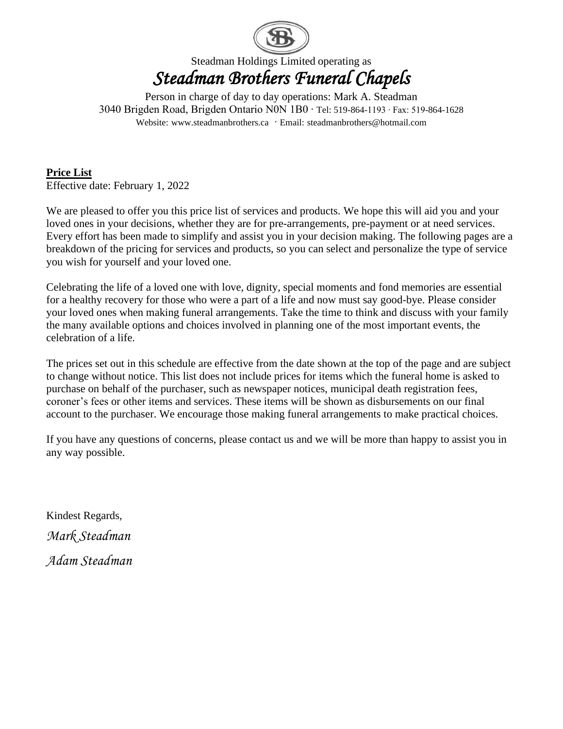Steadman Holdings Limited operating as

# *Steadman Brothers Funeral Chapels*

Person in charge of day to day operations: Mark A. Steadman
3040 Brigden Road, Brigden Ontario N0N 1B0 · Tel: 519-864-1193 · Fax: 519-864-1628
Website: www.steadmanbrothers.ca · Email: steadmanbrothers@hotmail.com

**Price List**
Effective date: February 1, 2022

We are pleased to offer you this price list of services and products. We hope this will aid you and your loved ones in your decisions, whether they are for pre-arrangements, pre-payment or at need services. Every effort has been made to simplify and assist you in your decision making. The following pages are a breakdown of the pricing for services and products, so you can select and personalize the type of service you wish for yourself and your loved one.

Celebrating the life of a loved one with love, dignity, special moments and fond memories are essential for a healthy recovery for those who were a part of a life and now must say good-bye. Please consider your loved ones when making funeral arrangements. Take the time to think and discuss with your family the many available options and choices involved in planning one of the most important events, the celebration of a life.

The prices set out in this schedule are effective from the date shown at the top of the page and are subject to change without notice. This list does not include prices for items which the funeral home is asked to purchase on behalf of the purchaser, such as newspaper notices, municipal death registration fees, coroner's fees or other items and services. These items will be shown as disbursements on our final account to the purchaser. We encourage those making funeral arrangements to make practical choices.

If you have any questions of concerns, please contact us and we will be more than happy to assist you in any way possible.

Kindest Regards,

*Mark Steadman*

*Adam Steadman*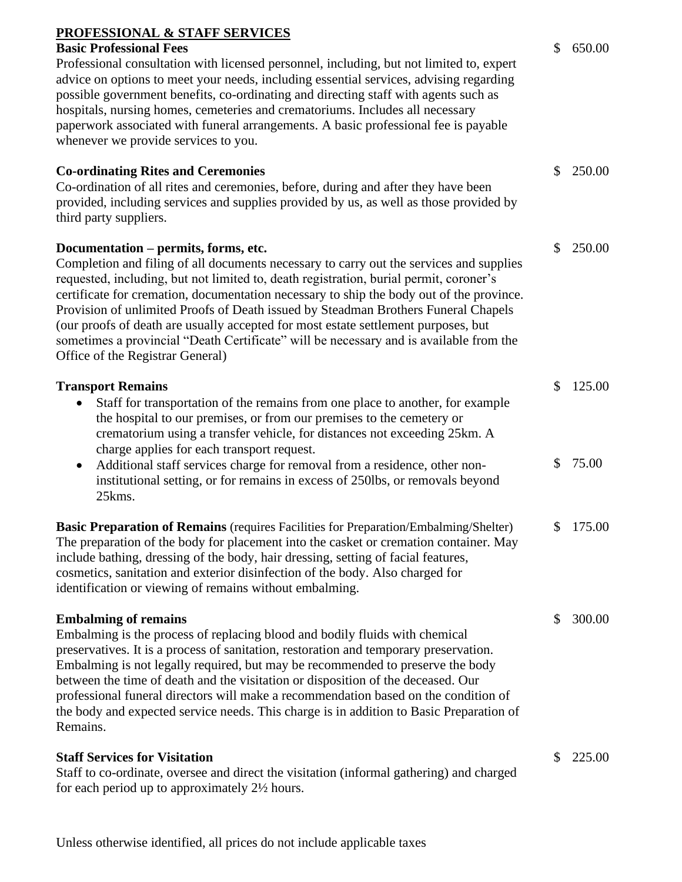## PROFESSIONAL & STAFF SERVICES

**Basic Professional Fees** — $ 650.00

Professional consultation with licensed personnel, including, but not limited to, expert advice on options to meet your needs, including essential services, advising regarding possible government benefits, co-ordinating and directing staff with agents such as hospitals, nursing homes, cemeteries and crematoriums. Includes all necessary paperwork associated with funeral arrangements. A basic professional fee is payable whenever we provide services to you.

**Co-ordinating Rites and Ceremonies** — $ 250.00

Co-ordination of all rites and ceremonies, before, during and after they have been provided, including services and supplies provided by us, as well as those provided by third party suppliers.

**Documentation – permits, forms, etc.** — $ 250.00

Completion and filing of all documents necessary to carry out the services and supplies requested, including, but not limited to, death registration, burial permit, coroner's certificate for cremation, documentation necessary to ship the body out of the province. Provision of unlimited Proofs of Death issued by Steadman Brothers Funeral Chapels (our proofs of death are usually accepted for most estate settlement purposes, but sometimes a provincial "Death Certificate" will be necessary and is available from the Office of the Registrar General)

**Transport Remains**

- Staff for transportation of the remains from one place to another, for example the hospital to our premises, or from our premises to the cemetery or crematorium using a transfer vehicle, for distances not exceeding 25km. A charge applies for each transport request. — $ 125.00
- Additional staff services charge for removal from a residence, other non-institutional setting, or for remains in excess of 250lbs, or removals beyond 25kms. — $ 75.00

**Basic Preparation of Remains** (requires Facilities for Preparation/Embalming/Shelter) — $ 175.00

The preparation of the body for placement into the casket or cremation container. May include bathing, dressing of the body, hair dressing, setting of facial features, cosmetics, sanitation and exterior disinfection of the body. Also charged for identification or viewing of remains without embalming.

**Embalming of remains** — $ 300.00

Embalming is the process of replacing blood and bodily fluids with chemical preservatives. It is a process of sanitation, restoration and temporary preservation. Embalming is not legally required, but may be recommended to preserve the body between the time of death and the visitation or disposition of the deceased. Our professional funeral directors will make a recommendation based on the condition of the body and expected service needs. This charge is in addition to Basic Preparation of Remains.

**Staff Services for Visitation** — $ 225.00

Staff to co-ordinate, oversee and direct the visitation (informal gathering) and charged for each period up to approximately 2½ hours.

Unless otherwise identified, all prices do not include applicable taxes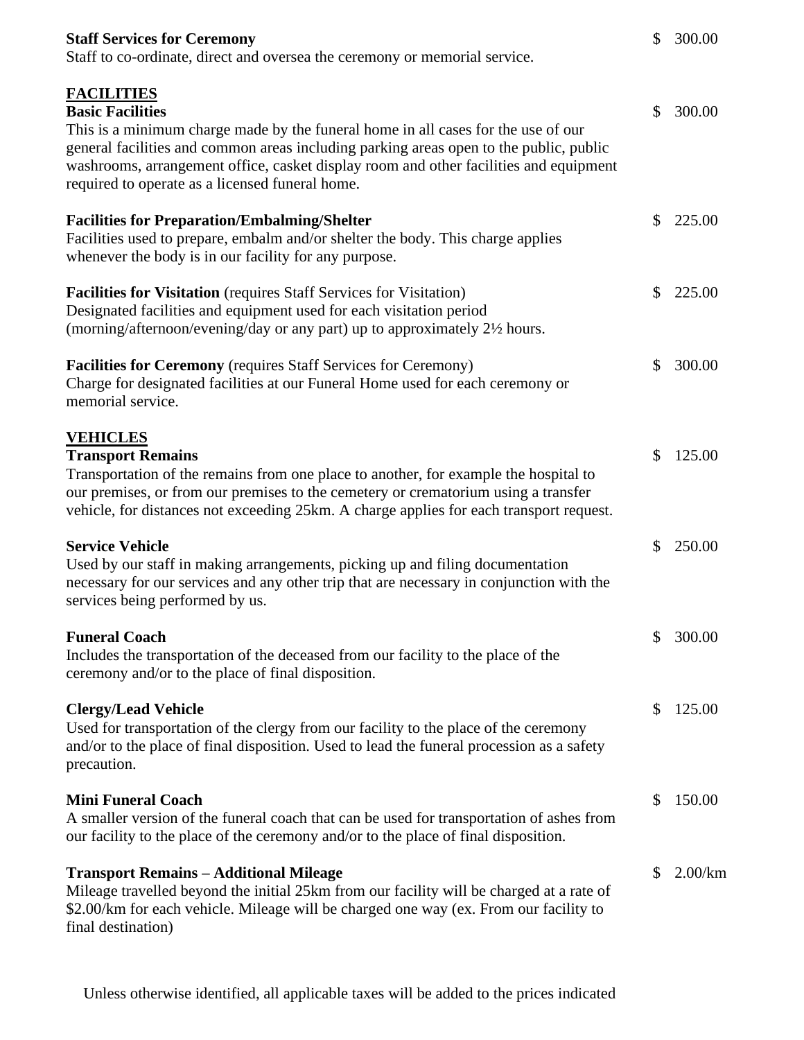**Staff Services for Ceremony** $ 300.00

Staff to co-ordinate, direct and oversea the ceremony or memorial service.

## FACILITIES

**Basic Facilities** $ 300.00

This is a minimum charge made by the funeral home in all cases for the use of our general facilities and common areas including parking areas open to the public, public washrooms, arrangement office, casket display room and other facilities and equipment required to operate as a licensed funeral home.

**Facilities for Preparation/Embalming/Shelter** $ 225.00

Facilities used to prepare, embalm and/or shelter the body. This charge applies whenever the body is in our facility for any purpose.

**Facilities for Visitation** (requires Staff Services for Visitation) $ 225.00

Designated facilities and equipment used for each visitation period (morning/afternoon/evening/day or any part) up to approximately 2½ hours.

**Facilities for Ceremony** (requires Staff Services for Ceremony) $ 300.00

Charge for designated facilities at our Funeral Home used for each ceremony or memorial service.

## VEHICLES

**Transport Remains** $ 125.00

Transportation of the remains from one place to another, for example the hospital to our premises, or from our premises to the cemetery or crematorium using a transfer vehicle, for distances not exceeding 25km. A charge applies for each transport request.

**Service Vehicle** $ 250.00

Used by our staff in making arrangements, picking up and filing documentation necessary for our services and any other trip that are necessary in conjunction with the services being performed by us.

**Funeral Coach** $ 300.00

Includes the transportation of the deceased from our facility to the place of the ceremony and/or to the place of final disposition.

**Clergy/Lead Vehicle** $ 125.00

Used for transportation of the clergy from our facility to the place of the ceremony and/or to the place of final disposition. Used to lead the funeral procession as a safety precaution.

**Mini Funeral Coach** $ 150.00

A smaller version of the funeral coach that can be used for transportation of ashes from our facility to the place of the ceremony and/or to the place of final disposition.

**Transport Remains – Additional Mileage** $ 2.00/km

Mileage travelled beyond the initial 25km from our facility will be charged at a rate of $2.00/km for each vehicle. Mileage will be charged one way (ex. From our facility to final destination)

Unless otherwise identified, all applicable taxes will be added to the prices indicated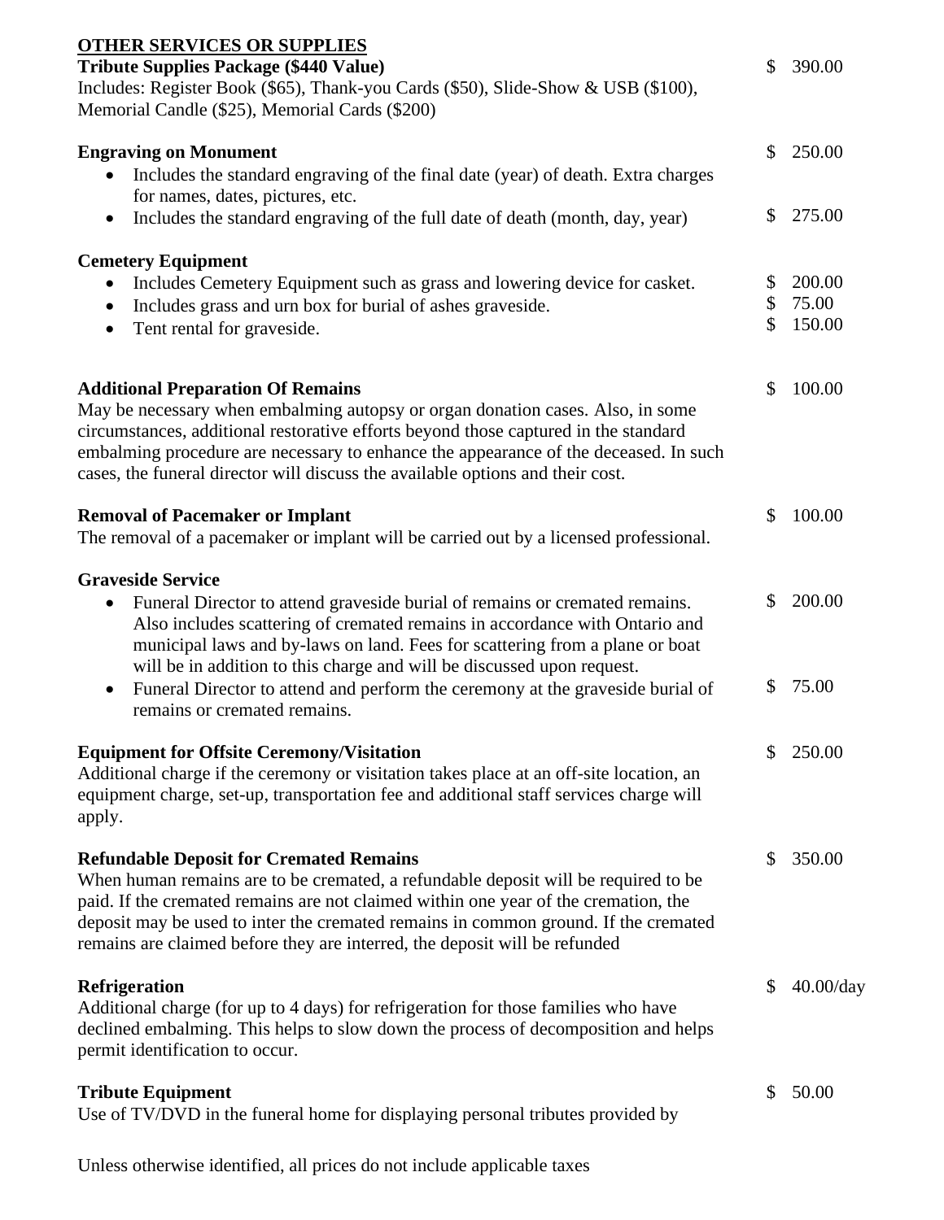**OTHER SERVICES OR SUPPLIES**

**Tribute Supplies Package ($440 Value)** $ 390.00
Includes: Register Book ($65), Thank-you Cards ($50), Slide-Show & USB ($100), Memorial Candle ($25), Memorial Cards ($200)

**Engraving on Monument**

- Includes the standard engraving of the final date (year) of death. Extra charges for names, dates, pictures, etc. $ 250.00
- Includes the standard engraving of the full date of death (month, day, year) $ 275.00

**Cemetery Equipment**

- Includes Cemetery Equipment such as grass and lowering device for casket. $ 200.00
- Includes grass and urn box for burial of ashes graveside. $ 75.00
- Tent rental for graveside. $ 150.00

**Additional Preparation Of Remains** $ 100.00
May be necessary when embalming autopsy or organ donation cases. Also, in some circumstances, additional restorative efforts beyond those captured in the standard embalming procedure are necessary to enhance the appearance of the deceased. In such cases, the funeral director will discuss the available options and their cost.

**Removal of Pacemaker or Implant** $ 100.00
The removal of a pacemaker or implant will be carried out by a licensed professional.

**Graveside Service**

- Funeral Director to attend graveside burial of remains or cremated remains. Also includes scattering of cremated remains in accordance with Ontario and municipal laws and by-laws on land. Fees for scattering from a plane or boat will be in addition to this charge and will be discussed upon request. $ 200.00
- Funeral Director to attend and perform the ceremony at the graveside burial of remains or cremated remains. $ 75.00

**Equipment for Offsite Ceremony/Visitation** $ 250.00
Additional charge if the ceremony or visitation takes place at an off-site location, an equipment charge, set-up, transportation fee and additional staff services charge will apply.

**Refundable Deposit for Cremated Remains** $ 350.00
When human remains are to be cremated, a refundable deposit will be required to be paid. If the cremated remains are not claimed within one year of the cremation, the deposit may be used to inter the cremated remains in common ground. If the cremated remains are claimed before they are interred, the deposit will be refunded

**Refrigeration** $ 40.00/day
Additional charge (for up to 4 days) for refrigeration for those families who have declined embalming. This helps to slow down the process of decomposition and helps permit identification to occur.

**Tribute Equipment** $ 50.00
Use of TV/DVD in the funeral home for displaying personal tributes provided by

Unless otherwise identified, all prices do not include applicable taxes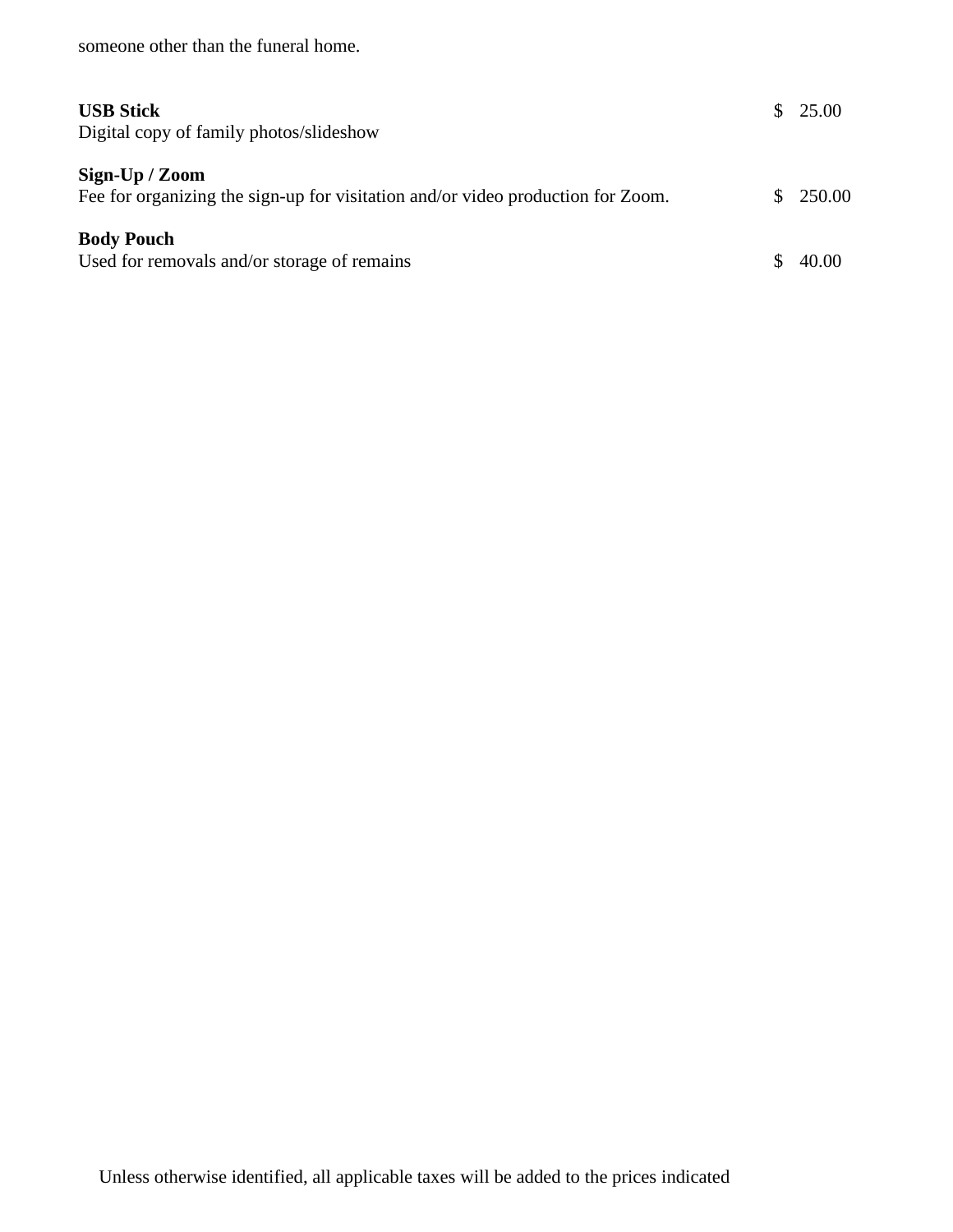someone other than the funeral home.

**USB Stick** $ 25.00
Digital copy of family photos/slideshow

**Sign-Up / Zoom**
Fee for organizing the sign-up for visitation and/or video production for Zoom. $ 250.00

**Body Pouch**
Used for removals and/or storage of remains $ 40.00

Unless otherwise identified, all applicable taxes will be added to the prices indicated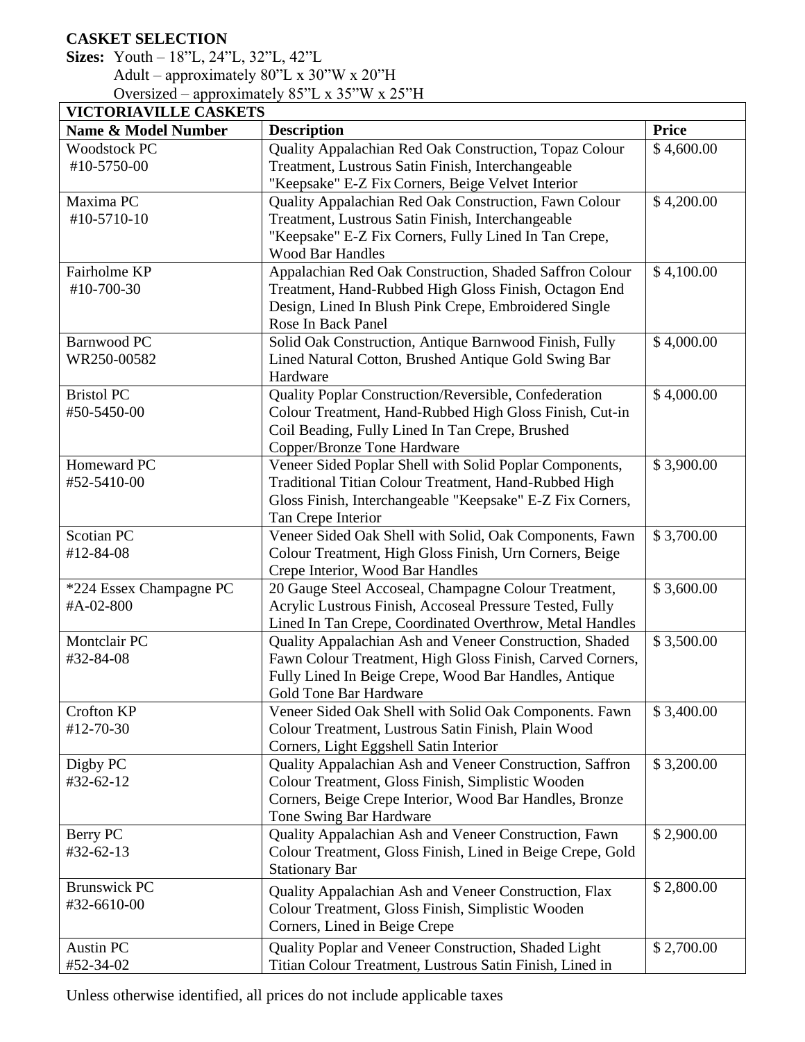**CASKET SELECTION**

**Sizes:** Youth – 18"L, 24"L, 32"L, 42"L
Adult – approximately 80"L x 30"W x 20"H
Oversized – approximately 85"L x 35"W x 25"H

| **VICTORIAVILLE CASKETS** | | |
|---|---|---|
| **Name & Model Number** | **Description** | **Price** |
| Woodstock PC #10-5750-00 | Quality Appalachian Red Oak Construction, Topaz Colour Treatment, Lustrous Satin Finish, Interchangeable "Keepsake" E-Z Fix Corners, Beige Velvet Interior | $ 4,600.00 |
| Maxima PC #10-5710-10 | Quality Appalachian Red Oak Construction, Fawn Colour Treatment, Lustrous Satin Finish, Interchangeable "Keepsake" E-Z Fix Corners, Fully Lined In Tan Crepe, Wood Bar Handles | $ 4,200.00 |
| Fairholme KP #10-700-30 | Appalachian Red Oak Construction, Shaded Saffron Colour Treatment, Hand-Rubbed High Gloss Finish, Octagon End Design, Lined In Blush Pink Crepe, Embroidered Single Rose In Back Panel | $ 4,100.00 |
| Barnwood PC WR250-00582 | Solid Oak Construction, Antique Barnwood Finish, Fully Lined Natural Cotton, Brushed Antique Gold Swing Bar Hardware | $ 4,000.00 |
| Bristol PC #50-5450-00 | Quality Poplar Construction/Reversible, Confederation Colour Treatment, Hand-Rubbed High Gloss Finish, Cut-in Coil Beading, Fully Lined In Tan Crepe, Brushed Copper/Bronze Tone Hardware | $ 4,000.00 |
| Homeward PC #52-5410-00 | Veneer Sided Poplar Shell with Solid Poplar Components, Traditional Titian Colour Treatment, Hand-Rubbed High Gloss Finish, Interchangeable "Keepsake" E-Z Fix Corners, Tan Crepe Interior | $ 3,900.00 |
| Scotian PC #12-84-08 | Veneer Sided Oak Shell with Solid, Oak Components, Fawn Colour Treatment, High Gloss Finish, Urn Corners, Beige Crepe Interior, Wood Bar Handles | $ 3,700.00 |
| *224 Essex Champagne PC #A-02-800 | 20 Gauge Steel Accoseal, Champagne Colour Treatment, Acrylic Lustrous Finish, Accoseal Pressure Tested, Fully Lined In Tan Crepe, Coordinated Overthrow, Metal Handles | $ 3,600.00 |
| Montclair PC #32-84-08 | Quality Appalachian Ash and Veneer Construction, Shaded Fawn Colour Treatment, High Gloss Finish, Carved Corners, Fully Lined In Beige Crepe, Wood Bar Handles, Antique Gold Tone Bar Hardware | $ 3,500.00 |
| Crofton KP #12-70-30 | Veneer Sided Oak Shell with Solid Oak Components. Fawn Colour Treatment, Lustrous Satin Finish, Plain Wood Corners, Light Eggshell Satin Interior | $ 3,400.00 |
| Digby PC #32-62-12 | Quality Appalachian Ash and Veneer Construction, Saffron Colour Treatment, Gloss Finish, Simplistic Wooden Corners, Beige Crepe Interior, Wood Bar Handles, Bronze Tone Swing Bar Hardware | $ 3,200.00 |
| Berry PC #32-62-13 | Quality Appalachian Ash and Veneer Construction, Fawn Colour Treatment, Gloss Finish, Lined in Beige Crepe, Gold Stationary Bar | $ 2,900.00 |
| Brunswick PC #32-6610-00 | Quality Appalachian Ash and Veneer Construction, Flax Colour Treatment, Gloss Finish, Simplistic Wooden Corners, Lined in Beige Crepe | $ 2,800.00 |
| Austin PC #52-34-02 | Quality Poplar and Veneer Construction, Shaded Light Titian Colour Treatment, Lustrous Satin Finish, Lined in | $ 2,700.00 |

Unless otherwise identified, all prices do not include applicable taxes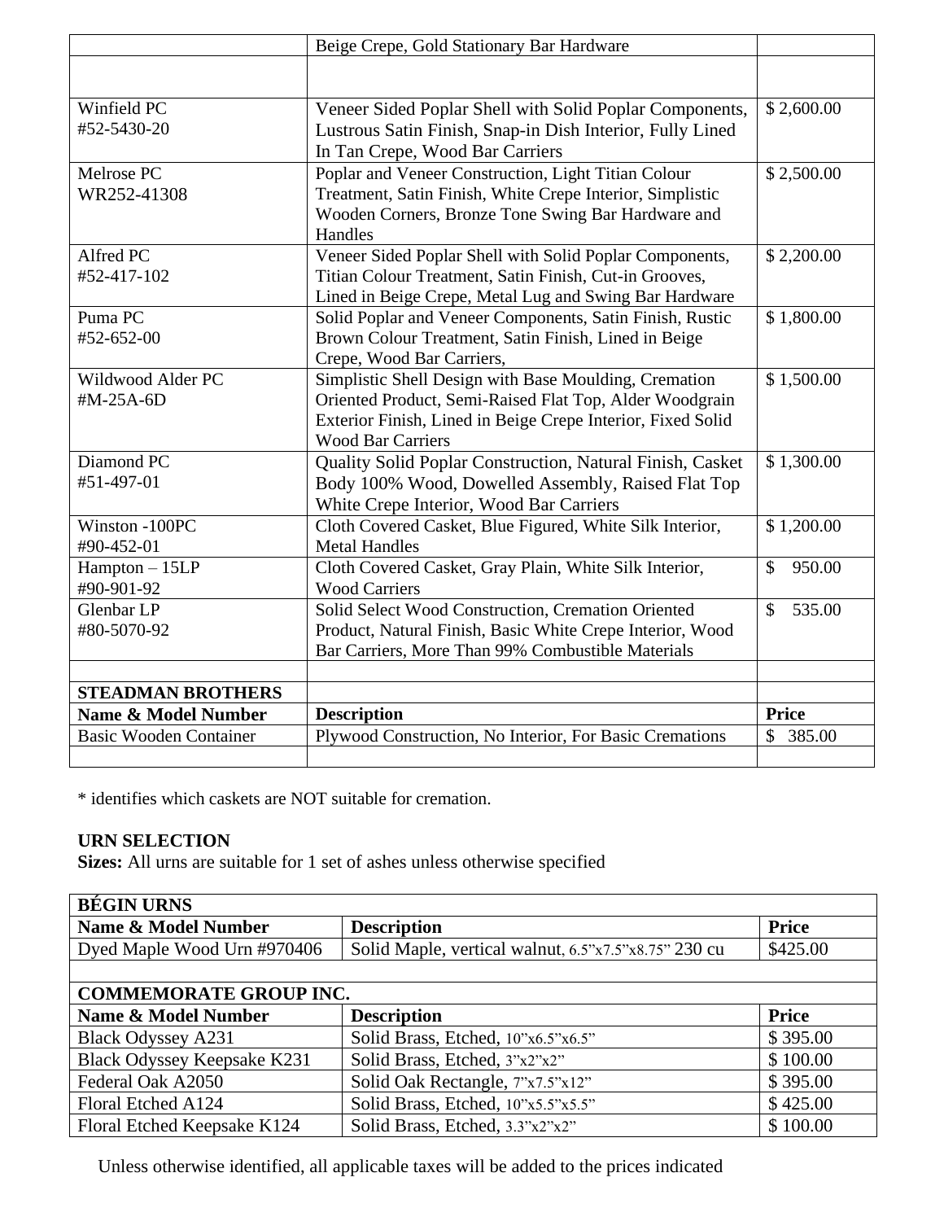| | | |
|---|---|---|
| | Beige Crepe, Gold Stationary Bar Hardware | |
| | | |
| Winfield PC #52-5430-20 | Veneer Sided Poplar Shell with Solid Poplar Components, Lustrous Satin Finish, Snap-in Dish Interior, Fully Lined In Tan Crepe, Wood Bar Carriers | $ 2,600.00 |
| Melrose PC WR252-41308 | Poplar and Veneer Construction, Light Titian Colour Treatment, Satin Finish, White Crepe Interior, Simplistic Wooden Corners, Bronze Tone Swing Bar Hardware and Handles | $ 2,500.00 |
| Alfred PC #52-417-102 | Veneer Sided Poplar Shell with Solid Poplar Components, Titian Colour Treatment, Satin Finish, Cut-in Grooves, Lined in Beige Crepe, Metal Lug and Swing Bar Hardware | $ 2,200.00 |
| Puma PC #52-652-00 | Solid Poplar and Veneer Components, Satin Finish, Rustic Brown Colour Treatment, Satin Finish, Lined in Beige Crepe, Wood Bar Carriers, | $ 1,800.00 |
| Wildwood Alder PC #M-25A-6D | Simplistic Shell Design with Base Moulding, Cremation Oriented Product, Semi-Raised Flat Top, Alder Woodgrain Exterior Finish, Lined in Beige Crepe Interior, Fixed Solid Wood Bar Carriers | $ 1,500.00 |
| Diamond PC #51-497-01 | Quality Solid Poplar Construction, Natural Finish, Casket Body 100% Wood, Dowelled Assembly, Raised Flat Top White Crepe Interior, Wood Bar Carriers | $ 1,300.00 |
| Winston -100PC #90-452-01 | Cloth Covered Casket, Blue Figured, White Silk Interior, Metal Handles | $ 1,200.00 |
| Hampton – 15LP #90-901-92 | Cloth Covered Casket, Gray Plain, White Silk Interior, Wood Carriers | $ 950.00 |
| Glenbar LP #80-5070-92 | Solid Select Wood Construction, Cremation Oriented Product, Natural Finish, Basic White Crepe Interior, Wood Bar Carriers, More Than 99% Combustible Materials | $ 535.00 |
| | | |
| **STEADMAN BROTHERS** | | |
| **Name & Model Number** | **Description** | **Price** |
| Basic Wooden Container | Plywood Construction, No Interior, For Basic Cremations | $ 385.00 |
| | | |

* identifies which caskets are NOT suitable for cremation.

**URN SELECTION**
**Sizes:** All urns are suitable for 1 set of ashes unless otherwise specified

| **BÉGIN URNS** | | |
|---|---|---|
| **Name & Model Number** | **Description** | **Price** |
| Dyed Maple Wood Urn #970406 | Solid Maple, vertical walnut, 6.5”x7.5”x8.75” 230 cu | $425.00 |
| | | |
| **COMMEMORATE GROUP INC.** | | |
| **Name & Model Number** | **Description** | **Price** |
| Black Odyssey A231 | Solid Brass, Etched, 10”x6.5”x6.5” | $ 395.00 |
| Black Odyssey Keepsake K231 | Solid Brass, Etched, 3”x2”x2” | $ 100.00 |
| Federal Oak A2050 | Solid Oak Rectangle, 7”x7.5”x12” | $ 395.00 |
| Floral Etched A124 | Solid Brass, Etched, 10”x5.5”x5.5” | $ 425.00 |
| Floral Etched Keepsake K124 | Solid Brass, Etched, 3.3”x2”x2” | $ 100.00 |

Unless otherwise identified, all applicable taxes will be added to the prices indicated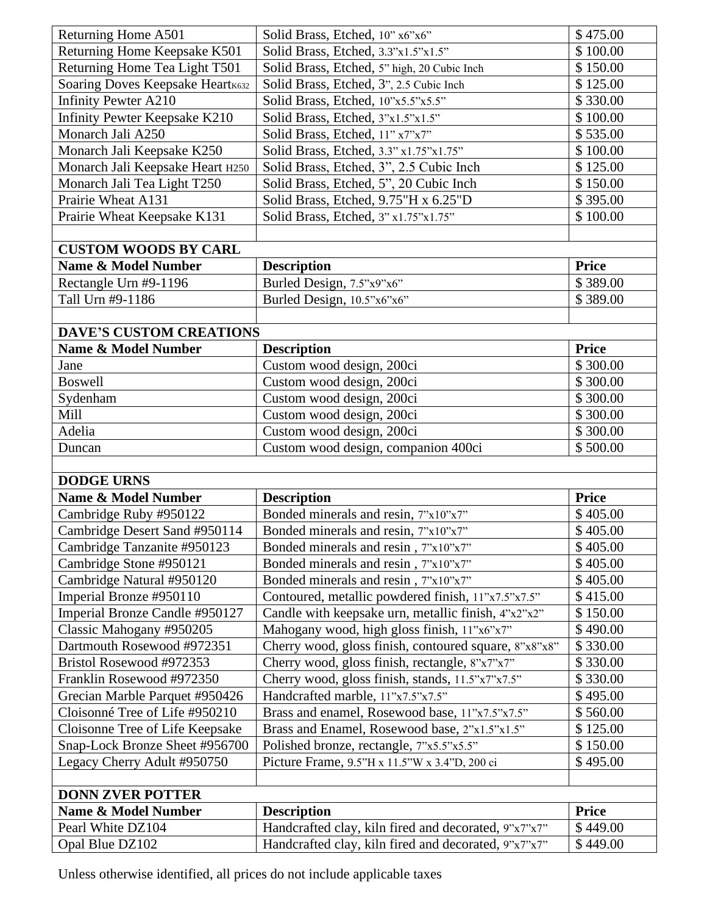| | | |
|---|---|---|
| Returning Home A501 | Solid Brass, Etched, 10" x6"x6" | $ 475.00 |
| Returning Home Keepsake K501 | Solid Brass, Etched, 3.3"x1.5"x1.5" | $ 100.00 |
| Returning Home Tea Light T501 | Solid Brass, Etched, 5" high, 20 Cubic Inch | $ 150.00 |
| Soaring Doves Keepsake Heart K632 | Solid Brass, Etched, 3", 2.5 Cubic Inch | $ 125.00 |
| Infinity Pewter A210 | Solid Brass, Etched, 10"x5.5"x5.5" | $ 330.00 |
| Infinity Pewter Keepsake K210 | Solid Brass, Etched, 3"x1.5"x1.5" | $ 100.00 |
| Monarch Jali A250 | Solid Brass, Etched, 11" x7"x7" | $ 535.00 |
| Monarch Jali Keepsake K250 | Solid Brass, Etched, 3.3" x1.75"x1.75" | $ 100.00 |
| Monarch Jali Keepsake Heart H250 | Solid Brass, Etched, 3", 2.5 Cubic Inch | $ 125.00 |
| Monarch Jali Tea Light T250 | Solid Brass, Etched, 5", 20 Cubic Inch | $ 150.00 |
| Prairie Wheat A131 | Solid Brass, Etched, 9.75"H x 6.25"D | $ 395.00 |
| Prairie Wheat Keepsake K131 | Solid Brass, Etched, 3" x1.75"x1.75" | $ 100.00 |
| | | |
| **CUSTOM WOODS BY CARL** | | |
| **Name & Model Number** | **Description** | **Price** |
| Rectangle Urn #9-1196 | Burled Design, 7.5"x9"x6" | $ 389.00 |
| Tall Urn #9-1186 | Burled Design, 10.5"x6"x6" | $ 389.00 |
| | | |
| **DAVE'S CUSTOM CREATIONS** | | |
| **Name & Model Number** | **Description** | **Price** |
| Jane | Custom wood design, 200ci | $ 300.00 |
| Boswell | Custom wood design, 200ci | $ 300.00 |
| Sydenham | Custom wood design, 200ci | $ 300.00 |
| Mill | Custom wood design, 200ci | $ 300.00 |
| Adelia | Custom wood design, 200ci | $ 300.00 |
| Duncan | Custom wood design, companion 400ci | $ 500.00 |
| | | |
| **DODGE URNS** | | |
| **Name & Model Number** | **Description** | **Price** |
| Cambridge Ruby #950122 | Bonded minerals and resin, 7"x10"x7" | $ 405.00 |
| Cambridge Desert Sand #950114 | Bonded minerals and resin, 7"x10"x7" | $ 405.00 |
| Cambridge Tanzanite #950123 | Bonded minerals and resin , 7"x10"x7" | $ 405.00 |
| Cambridge Stone #950121 | Bonded minerals and resin , 7"x10"x7" | $ 405.00 |
| Cambridge Natural #950120 | Bonded minerals and resin , 7"x10"x7" | $ 405.00 |
| Imperial Bronze #950110 | Contoured, metallic powdered finish, 11"x7.5"x7.5" | $ 415.00 |
| Imperial Bronze Candle #950127 | Candle with keepsake urn, metallic finish, 4"x2"x2" | $ 150.00 |
| Classic Mahogany #950205 | Mahogany wood, high gloss finish, 11"x6"x7" | $ 490.00 |
| Dartmouth Rosewood #972351 | Cherry wood, gloss finish, contoured square, 8"x8"x8" | $ 330.00 |
| Bristol Rosewood #972353 | Cherry wood, gloss finish, rectangle, 8"x7"x7" | $ 330.00 |
| Franklin Rosewood #972350 | Cherry wood, gloss finish, stands, 11.5"x7"x7.5" | $ 330.00 |
| Grecian Marble Parquet #950426 | Handcrafted marble, 11"x7.5"x7.5" | $ 495.00 |
| Cloisonné Tree of Life #950210 | Brass and enamel, Rosewood base, 11"x7.5"x7.5" | $ 560.00 |
| Cloisonne Tree of Life Keepsake | Brass and Enamel, Rosewood base, 2"x1.5"x1.5" | $ 125.00 |
| Snap-Lock Bronze Sheet #956700 | Polished bronze, rectangle, 7"x5.5"x5.5" | $ 150.00 |
| Legacy Cherry Adult #950750 | Picture Frame, 9.5"H x 11.5"W x 3.4"D, 200 ci | $ 495.00 |
| | | |
| **DONN ZVER POTTER** | | |
| **Name & Model Number** | **Description** | **Price** |
| Pearl White DZ104 | Handcrafted clay, kiln fired and decorated, 9"x7"x7" | $ 449.00 |
| Opal Blue DZ102 | Handcrafted clay, kiln fired and decorated, 9"x7"x7" | $ 449.00 |

Unless otherwise identified, all prices do not include applicable taxes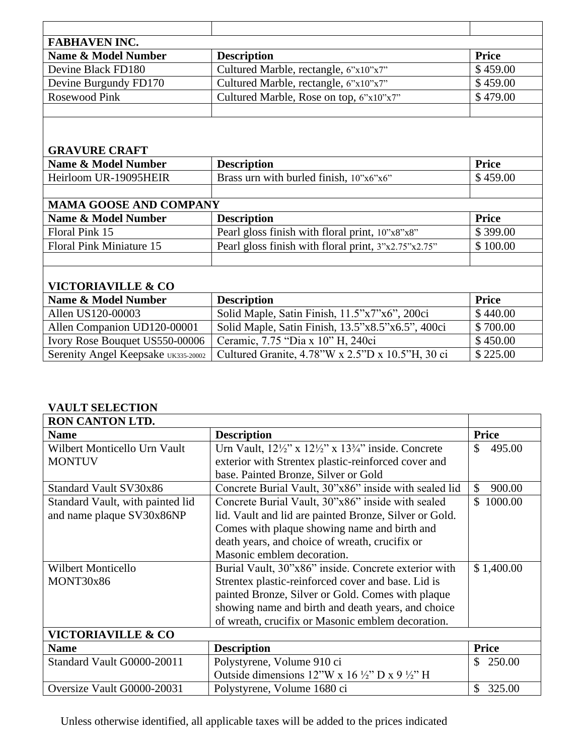| | | |
|---|---|---|
| **FABHAVEN INC.** | | |
| **Name & Model Number** | **Description** | **Price** |
| Devine Black FD180 | Cultured Marble, rectangle, 6”x10”x7” | $ 459.00 |
| Devine Burgundy FD170 | Cultured Marble, rectangle, 6”x10”x7” | $ 459.00 |
| Rosewood Pink | Cultured Marble, Rose on top, 6”x10”x7” | $ 479.00 |
| | | |
| **GRAVURE CRAFT** | | |
| **Name & Model Number** | **Description** | **Price** |
| Heirloom UR-19095HEIR | Brass urn with burled finish, 10”x6”x6” | $ 459.00 |
| | | |
| **MAMA GOOSE AND COMPANY** | | |
| **Name & Model Number** | **Description** | **Price** |
| Floral Pink 15 | Pearl gloss finish with floral print, 10”x8”x8” | $ 399.00 |
| Floral Pink Miniature 15 | Pearl gloss finish with floral print, 3”x2.75”x2.75” | $ 100.00 |
| | | |
| **VICTORIAVILLE & CO** | | |
| **Name & Model Number** | **Description** | **Price** |
| Allen US120-00003 | Solid Maple, Satin Finish, 11.5”x7”x6”, 200ci | $ 440.00 |
| Allen Companion UD120-00001 | Solid Maple, Satin Finish, 13.5”x8.5”x6.5”, 400ci | $ 700.00 |
| Ivory Rose Bouquet US550-00006 | Ceramic, 7.75 “Dia x 10” H, 240ci | $ 450.00 |
| Serenity Angel Keepsake UK335-20002 | Cultured Granite, 4.78”W x 2.5”D x 10.5”H, 30 ci | $ 225.00 |

**VAULT SELECTION**

| **RON CANTON LTD.** | | |
|---|---|---|
| **Name** | **Description** | **Price** |
| Wilbert Monticello Urn Vault MONTUV | Urn Vault, 12½” x 12½” x 13¾” inside. Concrete exterior with Strentex plastic-reinforced cover and base. Painted Bronze, Silver or Gold | $ 495.00 |
| Standard Vault SV30x86 | Concrete Burial Vault, 30”x86” inside with sealed lid | $ 900.00 |
| Standard Vault, with painted lid and name plaque SV30x86NP | Concrete Burial Vault, 30”x86” inside with sealed lid. Vault and lid are painted Bronze, Silver or Gold. Comes with plaque showing name and birth and death years, and choice of wreath, crucifix or Masonic emblem decoration. | $ 1000.00 |
| Wilbert Monticello MONT30x86 | Burial Vault, 30”x86” inside. Concrete exterior with Strentex plastic-reinforced cover and base. Lid is painted Bronze, Silver or Gold. Comes with plaque showing name and birth and death years, and choice of wreath, crucifix or Masonic emblem decoration. | $ 1,400.00 |
| **VICTORIAVILLE & CO** | | |
| **Name** | **Description** | **Price** |
| Standard Vault G0000-20011 | Polystyrene, Volume 910 ci<br>Outside dimensions 12”W x 16 ½” D x 9 ½” H | $ 250.00 |
| Oversize Vault G0000-20031 | Polystyrene, Volume 1680 ci | $ 325.00 |

Unless otherwise identified, all applicable taxes will be added to the prices indicated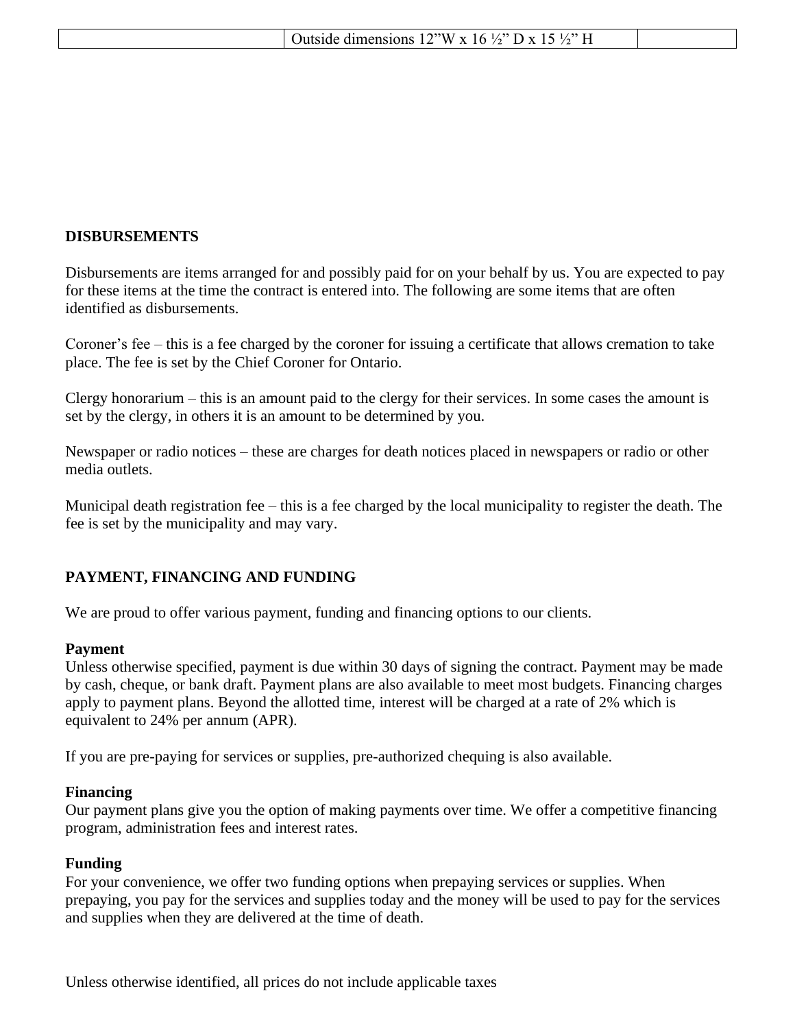| | Outside dimensions 12"W x 16 ½" D x 15 ½" H | |
|---|---|---|

**DISBURSEMENTS**

Disbursements are items arranged for and possibly paid for on your behalf by us. You are expected to pay for these items at the time the contract is entered into. The following are some items that are often identified as disbursements.

Coroner's fee – this is a fee charged by the coroner for issuing a certificate that allows cremation to take place. The fee is set by the Chief Coroner for Ontario.

Clergy honorarium – this is an amount paid to the clergy for their services. In some cases the amount is set by the clergy, in others it is an amount to be determined by you.

Newspaper or radio notices – these are charges for death notices placed in newspapers or radio or other media outlets.

Municipal death registration fee – this is a fee charged by the local municipality to register the death. The fee is set by the municipality and may vary.

**PAYMENT, FINANCING AND FUNDING**

We are proud to offer various payment, funding and financing options to our clients.

**Payment**

Unless otherwise specified, payment is due within 30 days of signing the contract. Payment may be made by cash, cheque, or bank draft. Payment plans are also available to meet most budgets. Financing charges apply to payment plans. Beyond the allotted time, interest will be charged at a rate of 2% which is equivalent to 24% per annum (APR).

If you are pre-paying for services or supplies, pre-authorized chequing is also available.

**Financing**

Our payment plans give you the option of making payments over time. We offer a competitive financing program, administration fees and interest rates.

**Funding**

For your convenience, we offer two funding options when prepaying services or supplies. When prepaying, you pay for the services and supplies today and the money will be used to pay for the services and supplies when they are delivered at the time of death.

Unless otherwise identified, all prices do not include applicable taxes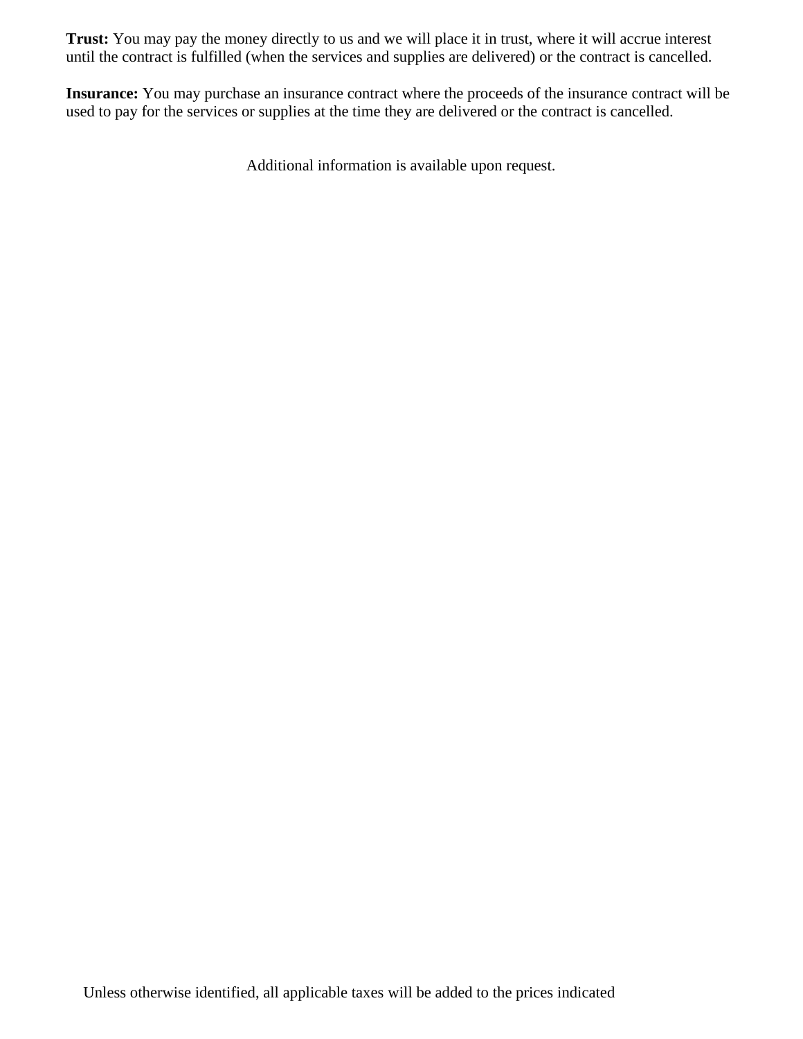**Trust:** You may pay the money directly to us and we will place it in trust, where it will accrue interest until the contract is fulfilled (when the services and supplies are delivered) or the contract is cancelled.

**Insurance:** You may purchase an insurance contract where the proceeds of the insurance contract will be used to pay for the services or supplies at the time they are delivered or the contract is cancelled.

Additional information is available upon request.

Unless otherwise identified, all applicable taxes will be added to the prices indicated